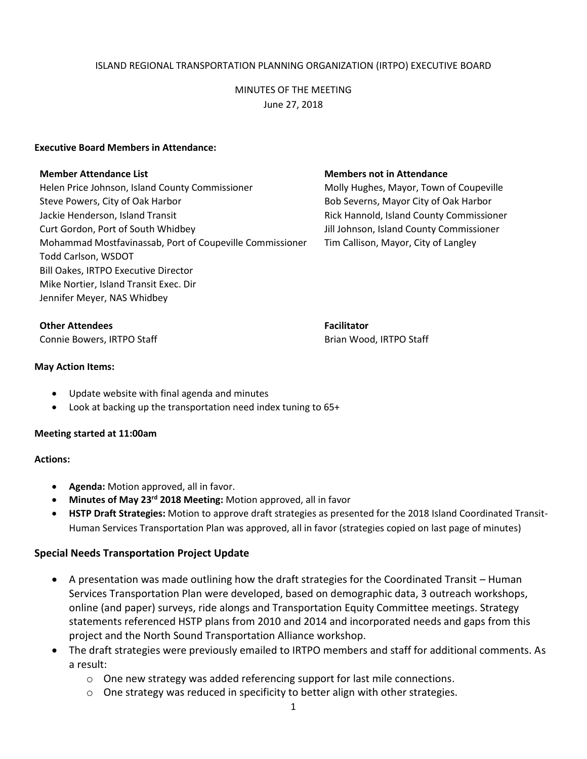ISLAND REGIONAL TRANSPORTATION PLANNING ORGANIZATION (IRTPO) EXECUTIVE BOARD

MINUTES OF THE MEETING
June 27, 2018

**Executive Board Members in Attendance:**

**Member Attendance List**
Helen Price Johnson, Island County Commissioner
Steve Powers, City of Oak Harbor
Jackie Henderson, Island Transit
Curt Gordon, Port of South Whidbey
Mohammad Mostfavinassab, Port of Coupeville Commissioner
Todd Carlson, WSDOT
Bill Oakes, IRTPO Executive Director
Mike Nortier, Island Transit Exec. Dir
Jennifer Meyer, NAS Whidbey

**Members not in Attendance**
Molly Hughes, Mayor, Town of Coupeville
Bob Severns, Mayor City of Oak Harbor
Rick Hannold, Island County Commissioner
Jill Johnson, Island County Commissioner
Tim Callison, Mayor, City of Langley

**Other Attendees**
Connie Bowers, IRTPO Staff

**Facilitator**
Brian Wood, IRTPO Staff

**May Action Items:**

- Update website with final agenda and minutes
- Look at backing up the transportation need index tuning to 65+

**Meeting started at 11:00am**

**Actions:**

- **Agenda:** Motion approved, all in favor.
- **Minutes of May 23rd 2018 Meeting:** Motion approved, all in favor
- **HSTP Draft Strategies:** Motion to approve draft strategies as presented for the 2018 Island Coordinated Transit-Human Services Transportation Plan was approved, all in favor (strategies copied on last page of minutes)

## Special Needs Transportation Project Update

- A presentation was made outlining how the draft strategies for the Coordinated Transit – Human Services Transportation Plan were developed, based on demographic data, 3 outreach workshops, online (and paper) surveys, ride alongs and Transportation Equity Committee meetings. Strategy statements referenced HSTP plans from 2010 and 2014 and incorporated needs and gaps from this project and the North Sound Transportation Alliance workshop.
- The draft strategies were previously emailed to IRTPO members and staff for additional comments. As a result:
  - One new strategy was added referencing support for last mile connections.
  - One strategy was reduced in specificity to better align with other strategies.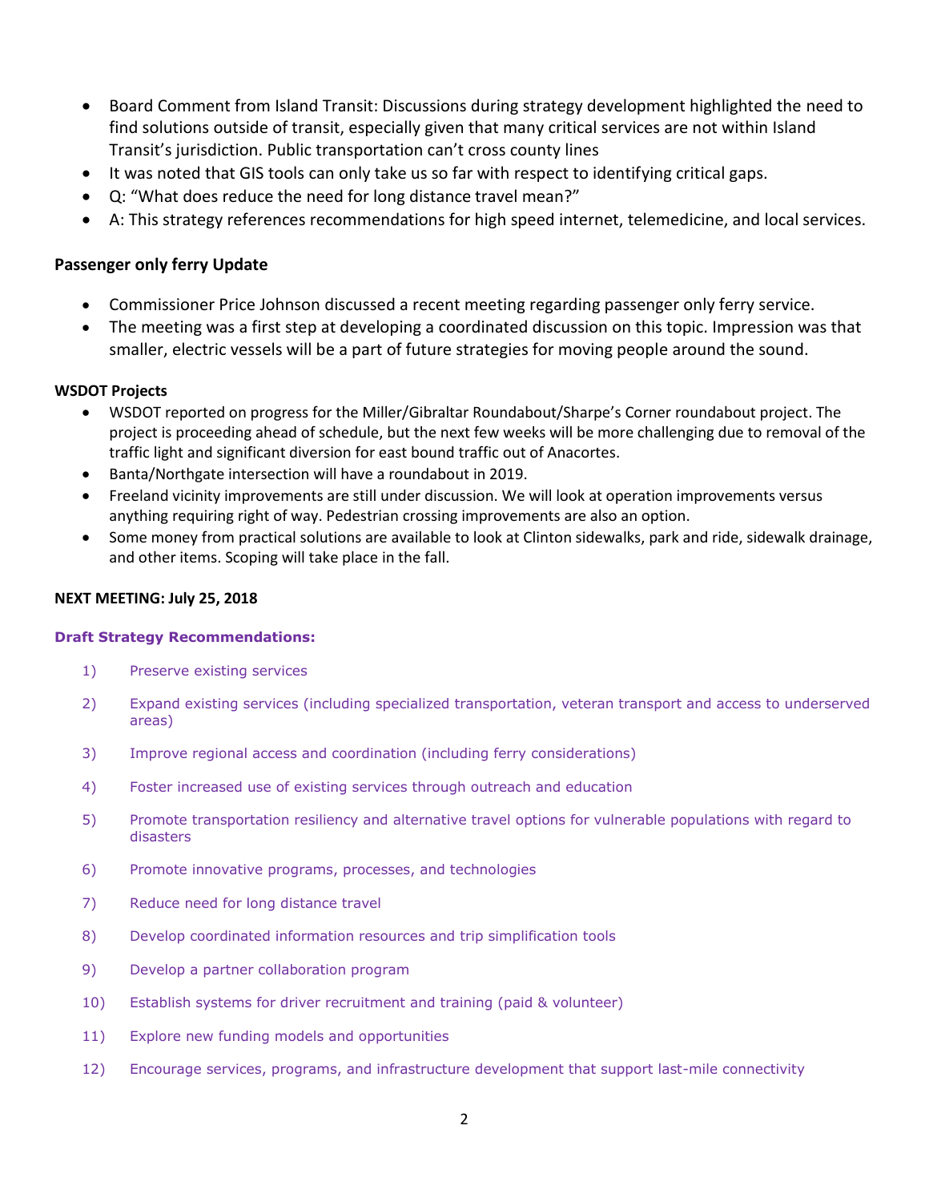- Board Comment from Island Transit: Discussions during strategy development highlighted the need to find solutions outside of transit, especially given that many critical services are not within Island Transit's jurisdiction. Public transportation can't cross county lines
- It was noted that GIS tools can only take us so far with respect to identifying critical gaps.
- Q: "What does reduce the need for long distance travel mean?"
- A: This strategy references recommendations for high speed internet, telemedicine, and local services.

### Passenger only ferry Update

- Commissioner Price Johnson discussed a recent meeting regarding passenger only ferry service.
- The meeting was a first step at developing a coordinated discussion on this topic. Impression was that smaller, electric vessels will be a part of future strategies for moving people around the sound.

### WSDOT Projects

- WSDOT reported on progress for the Miller/Gibraltar Roundabout/Sharpe's Corner roundabout project. The project is proceeding ahead of schedule, but the next few weeks will be more challenging due to removal of the traffic light and significant diversion for east bound traffic out of Anacortes.
- Banta/Northgate intersection will have a roundabout in 2019.
- Freeland vicinity improvements are still under discussion. We will look at operation improvements versus anything requiring right of way. Pedestrian crossing improvements are also an option.
- Some money from practical solutions are available to look at Clinton sidewalks, park and ride, sidewalk drainage, and other items. Scoping will take place in the fall.

**NEXT MEETING: July 25, 2018**

**Draft Strategy Recommendations:**

1) Preserve existing services
2) Expand existing services (including specialized transportation, veteran transport and access to underserved areas)
3) Improve regional access and coordination (including ferry considerations)
4) Foster increased use of existing services through outreach and education
5) Promote transportation resiliency and alternative travel options for vulnerable populations with regard to disasters
6) Promote innovative programs, processes, and technologies
7) Reduce need for long distance travel
8) Develop coordinated information resources and trip simplification tools
9) Develop a partner collaboration program
10) Establish systems for driver recruitment and training (paid & volunteer)
11) Explore new funding models and opportunities
12) Encourage services, programs, and infrastructure development that support last-mile connectivity